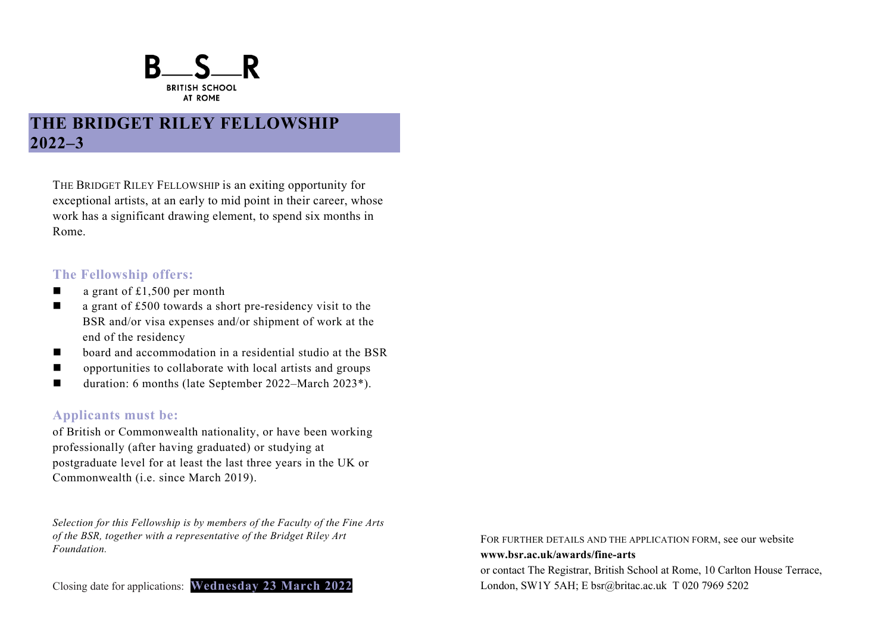B—S—R

BRITISH SCHOOL AT ROME

# THE BRIDGET RILEY FELLOWSHIP 2022–3

THE BRIDGET RILEY FELLOWSHIP is an exiting opportunity for exceptional artists, at an early to mid point in their career, whose work has a significant drawing element, to spend six months in Rome.

## The Fellowship offers:

- a grant of £1,500 per month
- a grant of £500 towards a short pre-residency visit to the BSR and/or visa expenses and/or shipment of work at the end of the residency
- board and accommodation in a residential studio at the BSR
- opportunities to collaborate with local artists and groups
- duration: 6 months (late September 2022–March 2023*).

## Applicants must be:

of British or Commonwealth nationality, or have been working professionally (after having graduated) or studying at postgraduate level for at least the last three years in the UK or Commonwealth (i.e. since March 2019).

*Selection for this Fellowship is by members of the Faculty of the Fine Arts of the BSR, together with a representative of the Bridget Riley Art Foundation.*

Closing date for applications: **Wednesday 23 March 2022**

FOR FURTHER DETAILS AND THE APPLICATION FORM, see our website **www.bsr.ac.uk/awards/fine-arts**
or contact The Registrar, British School at Rome, 10 Carlton House Terrace, London, SW1Y 5AH; E bsr@britac.ac.uk T 020 7969 5202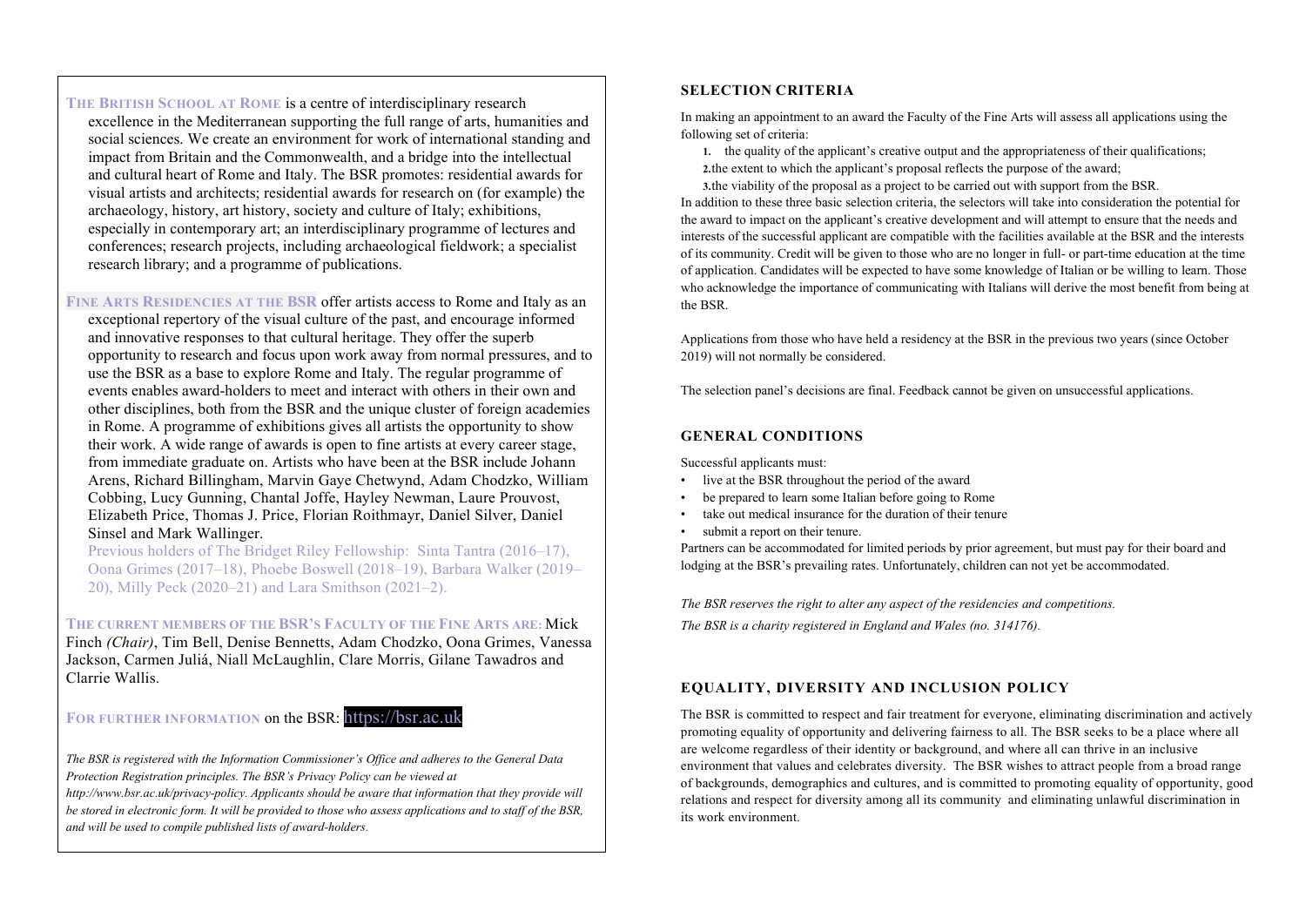**The British School at Rome** is a centre of interdisciplinary research excellence in the Mediterranean supporting the full range of arts, humanities and social sciences. We create an environment for work of international standing and impact from Britain and the Commonwealth, and a bridge into the intellectual and cultural heart of Rome and Italy. The BSR promotes: residential awards for visual artists and architects; residential awards for research on (for example) the archaeology, history, art history, society and culture of Italy; exhibitions, especially in contemporary art; an interdisciplinary programme of lectures and conferences; research projects, including archaeological fieldwork; a specialist research library; and a programme of publications.

**Fine Arts Residencies at the BSR** offer artists access to Rome and Italy as an exceptional repertory of the visual culture of the past, and encourage informed and innovative responses to that cultural heritage. They offer the superb opportunity to research and focus upon work away from normal pressures, and to use the BSR as a base to explore Rome and Italy. The regular programme of events enables award-holders to meet and interact with others in their own and other disciplines, both from the BSR and the unique cluster of foreign academies in Rome. A programme of exhibitions gives all artists the opportunity to show their work. A wide range of awards is open to fine artists at every career stage, from immediate graduate on. Artists who have been at the BSR include Johann Arens, Richard Billingham, Marvin Gaye Chetwynd, Adam Chodzko, William Cobbing, Lucy Gunning, Chantal Joffe, Hayley Newman, Laure Prouvost, Elizabeth Price, Thomas J. Price, Florian Roithmayr, Daniel Silver, Daniel Sinsel and Mark Wallinger.

Previous holders of The Bridget Riley Fellowship: Sinta Tantra (2016–17), Oona Grimes (2017–18), Phoebe Boswell (2018–19), Barbara Walker (2019–20), Milly Peck (2020–21) and Lara Smithson (2021–2).

**The current members of the BSR's Faculty of the Fine Arts are:** Mick Finch *(Chair)*, Tim Bell, Denise Bennetts, Adam Chodzko, Oona Grimes, Vanessa Jackson, Carmen Juliá, Niall McLaughlin, Clare Morris, Gilane Tawadros and Clarrie Wallis.

**For further information** on the BSR: https://bsr.ac.uk

*The BSR is registered with the Information Commissioner's Office and adheres to the General Data Protection Registration principles. The BSR's Privacy Policy can be viewed at http://www.bsr.ac.uk/privacy-policy. Applicants should be aware that information that they provide will be stored in electronic form. It will be provided to those who assess applications and to staff of the BSR, and will be used to compile published lists of award-holders.*

## SELECTION CRITERIA

In making an appointment to an award the Faculty of the Fine Arts will assess all applications using the following set of criteria:

1. the quality of the applicant's creative output and the appropriateness of their qualifications;
2. the extent to which the applicant's proposal reflects the purpose of the award;
3. the viability of the proposal as a project to be carried out with support from the BSR.

In addition to these three basic selection criteria, the selectors will take into consideration the potential for the award to impact on the applicant's creative development and will attempt to ensure that the needs and interests of the successful applicant are compatible with the facilities available at the BSR and the interests of its community. Credit will be given to those who are no longer in full- or part-time education at the time of application. Candidates will be expected to have some knowledge of Italian or be willing to learn. Those who acknowledge the importance of communicating with Italians will derive the most benefit from being at the BSR.

Applications from those who have held a residency at the BSR in the previous two years (since October 2019) will not normally be considered.

The selection panel's decisions are final. Feedback cannot be given on unsuccessful applications.

## GENERAL CONDITIONS

Successful applicants must:

- live at the BSR throughout the period of the award
- be prepared to learn some Italian before going to Rome
- take out medical insurance for the duration of their tenure
- submit a report on their tenure.

Partners can be accommodated for limited periods by prior agreement, but must pay for their board and lodging at the BSR's prevailing rates. Unfortunately, children can not yet be accommodated.

*The BSR reserves the right to alter any aspect of the residencies and competitions.*

*The BSR is a charity registered in England and Wales (no. 314176).*

## EQUALITY, DIVERSITY AND INCLUSION POLICY

The BSR is committed to respect and fair treatment for everyone, eliminating discrimination and actively promoting equality of opportunity and delivering fairness to all. The BSR seeks to be a place where all are welcome regardless of their identity or background, and where all can thrive in an inclusive environment that values and celebrates diversity. The BSR wishes to attract people from a broad range of backgrounds, demographics and cultures, and is committed to promoting equality of opportunity, good relations and respect for diversity among all its community and eliminating unlawful discrimination in its work environment.